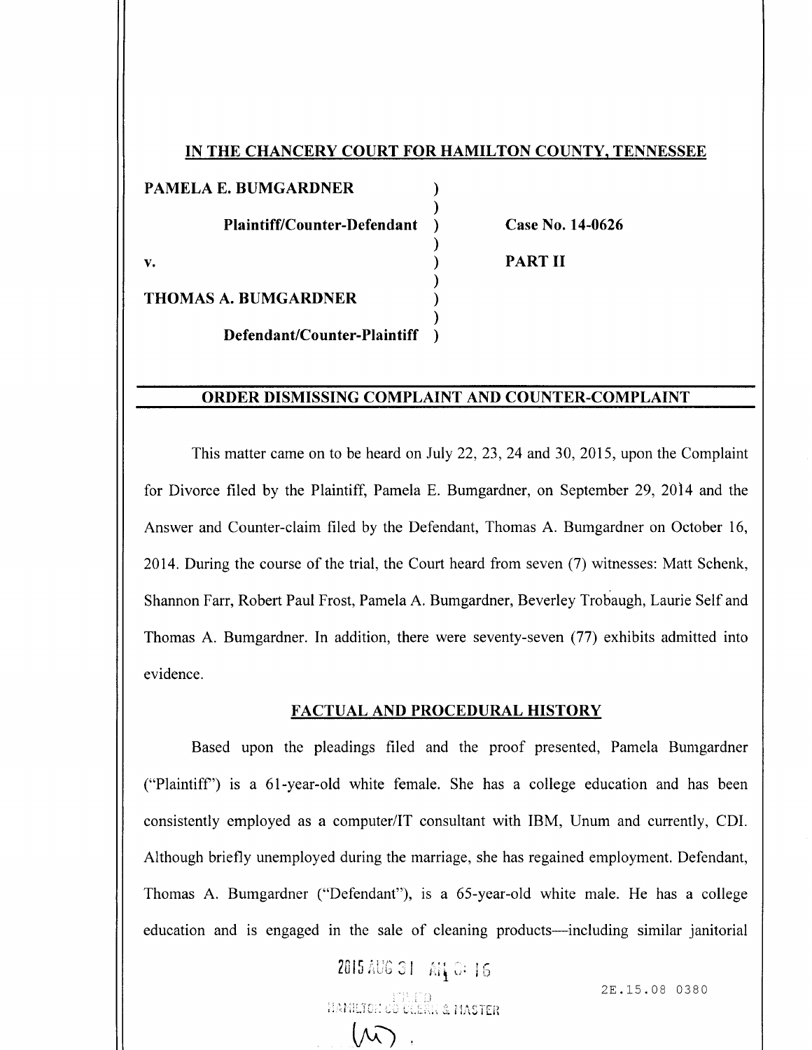## IN THE CHANCERY COURT FOR HAMILTON COUNTY, TENNESSEE

**PAMELA E. BUMGARDNER** )
)
**Plaintiff/Counter-Defendant** ) **Case No. 14-0626**
)
**v.** ) **PART II**
)
**THOMAS A. BUMGARDNER** )
)
**Defendant/Counter-Plaintiff** )

## ORDER DISMISSING COMPLAINT AND COUNTER-COMPLAINT

This matter came on to be heard on July 22, 23, 24 and 30, 2015, upon the Complaint for Divorce filed by the Plaintiff, Pamela E. Bumgardner, on September 29, 2014 and the Answer and Counter-claim filed by the Defendant, Thomas A. Bumgardner on October 16, 2014. During the course of the trial, the Court heard from seven (7) witnesses: Matt Schenk, Shannon Farr, Robert Paul Frost, Pamela A. Bumgardner, Beverley Trobaugh, Laurie Self and Thomas A. Bumgardner. In addition, there were seventy-seven (77) exhibits admitted into evidence.

## FACTUAL AND PROCEDURAL HISTORY

Based upon the pleadings filed and the proof presented, Pamela Bumgardner ("Plaintiff") is a 61-year-old white female. She has a college education and has been consistently employed as a computer/IT consultant with IBM, Unum and currently, CDI. Although briefly unemployed during the marriage, she has regained employment. Defendant, Thomas A. Bumgardner ("Defendant"), is a 65-year-old white male. He has a college education and is engaged in the sale of cleaning products—including similar janitorial

2015 AUG 31 AM 9:16

FILED
HAMILTON CO CLERK & MASTER

2E.15.08 0380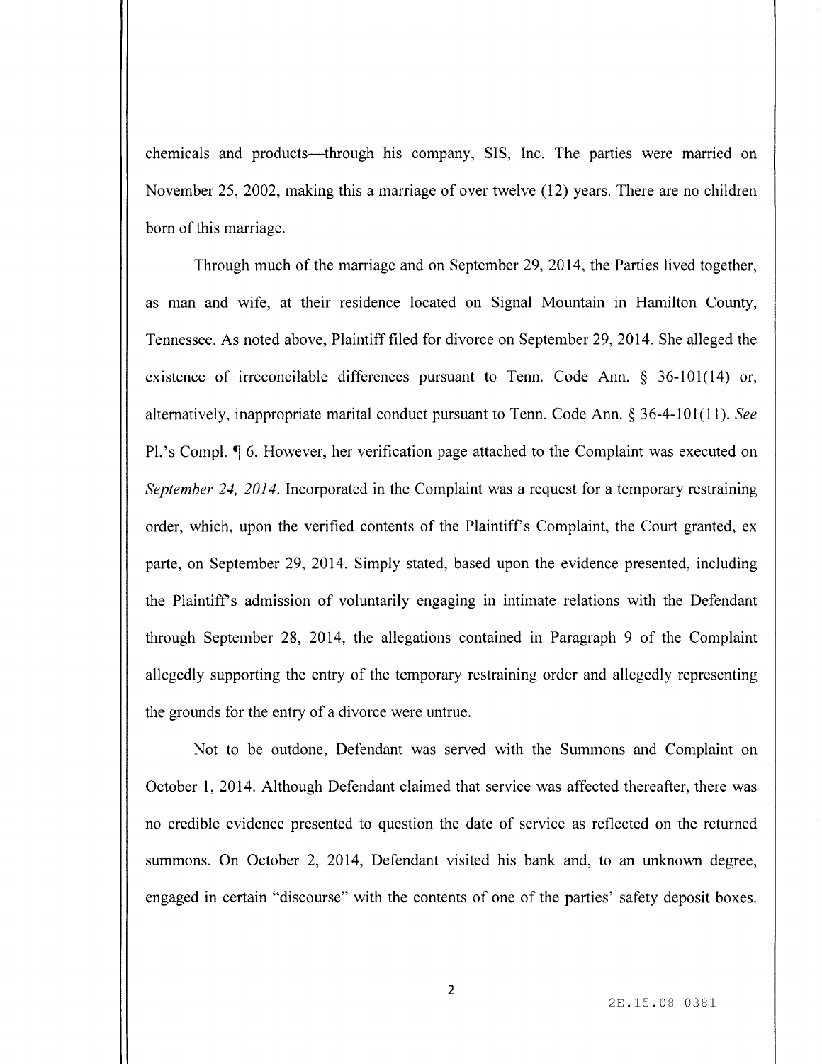chemicals and products—through his company, SIS, Inc. The parties were married on November 25, 2002, making this a marriage of over twelve (12) years. There are no children born of this marriage.

Through much of the marriage and on September 29, 2014, the Parties lived together, as man and wife, at their residence located on Signal Mountain in Hamilton County, Tennessee. As noted above, Plaintiff filed for divorce on September 29, 2014. She alleged the existence of irreconcilable differences pursuant to Tenn. Code Ann. § 36-101(14) or, alternatively, inappropriate marital conduct pursuant to Tenn. Code Ann. § 36-4-101(11). *See* Pl.'s Compl. ¶ 6. However, her verification page attached to the Complaint was executed on *September 24, 2014*. Incorporated in the Complaint was a request for a temporary restraining order, which, upon the verified contents of the Plaintiff's Complaint, the Court granted, ex parte, on September 29, 2014. Simply stated, based upon the evidence presented, including the Plaintiff's admission of voluntarily engaging in intimate relations with the Defendant through September 28, 2014, the allegations contained in Paragraph 9 of the Complaint allegedly supporting the entry of the temporary restraining order and allegedly representing the grounds for the entry of a divorce were untrue.

Not to be outdone, Defendant was served with the Summons and Complaint on October 1, 2014. Although Defendant claimed that service was affected thereafter, there was no credible evidence presented to question the date of service as reflected on the returned summons. On October 2, 2014, Defendant visited his bank and, to an unknown degree, engaged in certain "discourse" with the contents of one of the parties' safety deposit boxes.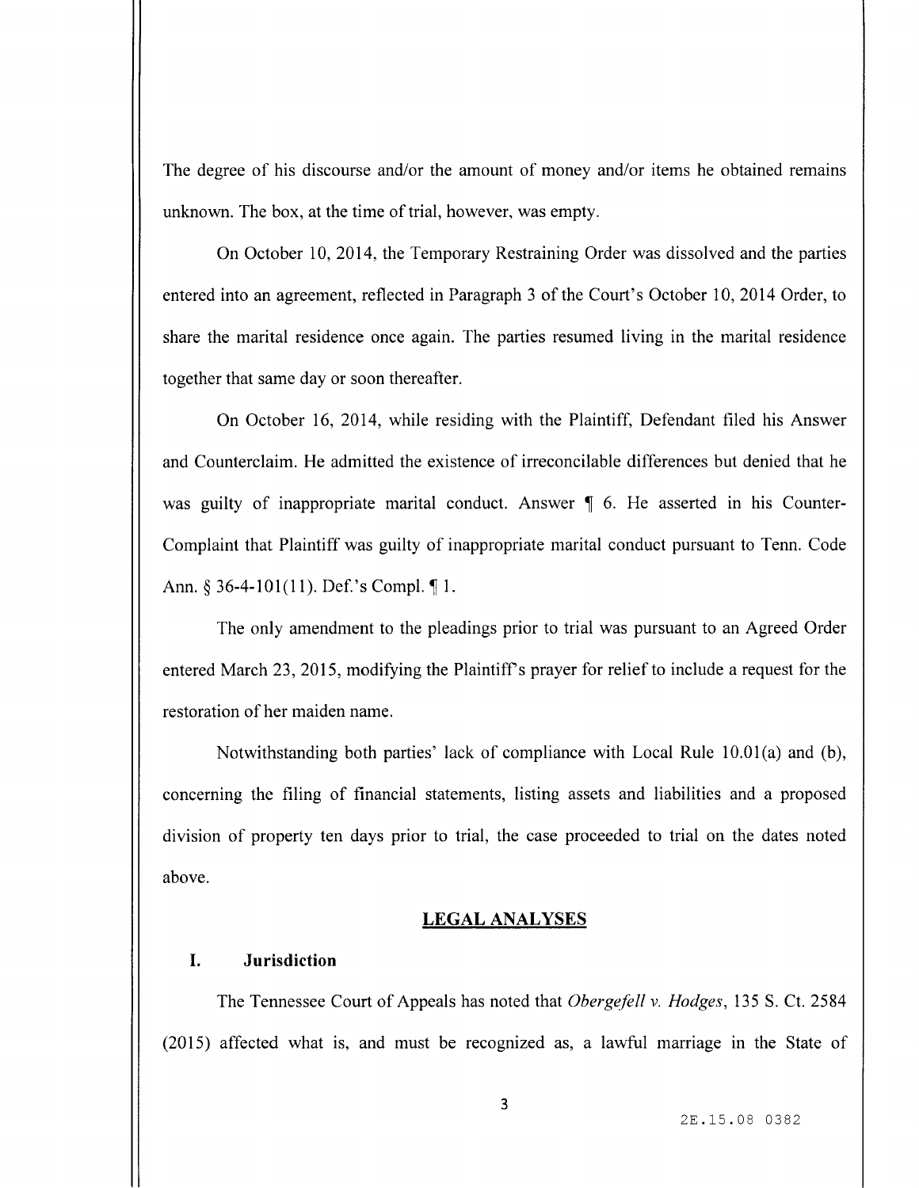The degree of his discourse and/or the amount of money and/or items he obtained remains unknown. The box, at the time of trial, however, was empty.

On October 10, 2014, the Temporary Restraining Order was dissolved and the parties entered into an agreement, reflected in Paragraph 3 of the Court's October 10, 2014 Order, to share the marital residence once again. The parties resumed living in the marital residence together that same day or soon thereafter.

On October 16, 2014, while residing with the Plaintiff, Defendant filed his Answer and Counterclaim. He admitted the existence of irreconcilable differences but denied that he was guilty of inappropriate marital conduct. Answer ¶ 6. He asserted in his Counter-Complaint that Plaintiff was guilty of inappropriate marital conduct pursuant to Tenn. Code Ann. § 36-4-101(11). Def.'s Compl. ¶ 1.

The only amendment to the pleadings prior to trial was pursuant to an Agreed Order entered March 23, 2015, modifying the Plaintiff's prayer for relief to include a request for the restoration of her maiden name.

Notwithstanding both parties' lack of compliance with Local Rule 10.01(a) and (b), concerning the filing of financial statements, listing assets and liabilities and a proposed division of property ten days prior to trial, the case proceeded to trial on the dates noted above.

## LEGAL ANALYSES

### I. Jurisdiction

The Tennessee Court of Appeals has noted that *Obergefell v. Hodges*, 135 S. Ct. 2584 (2015) affected what is, and must be recognized as, a lawful marriage in the State of

2E.15.08 0382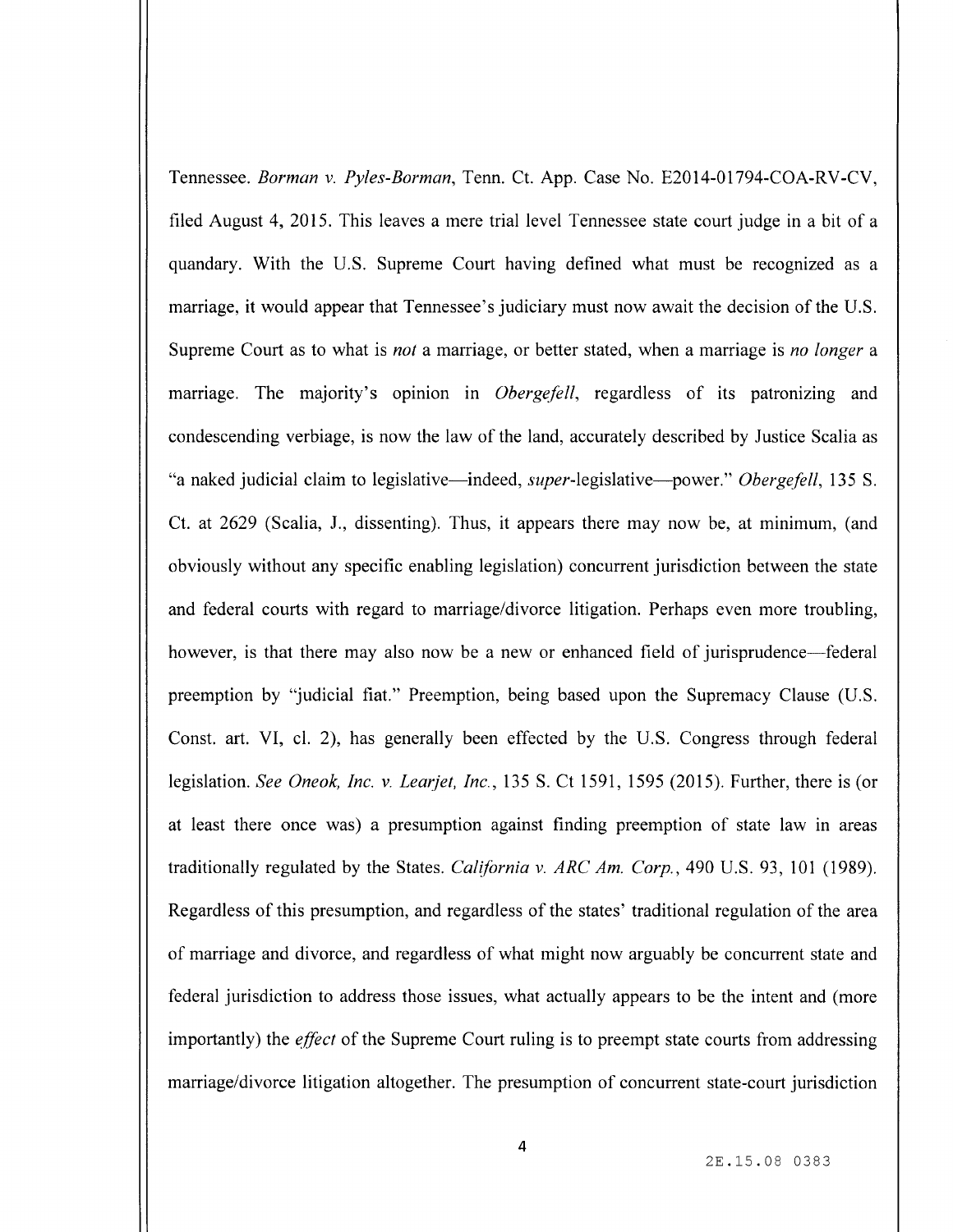Tennessee. *Borman v. Pyles-Borman*, Tenn. Ct. App. Case No. E2014-01794-COA-RV-CV, filed August 4, 2015. This leaves a mere trial level Tennessee state court judge in a bit of a quandary. With the U.S. Supreme Court having defined what must be recognized as a marriage, it would appear that Tennessee's judiciary must now await the decision of the U.S. Supreme Court as to what is *not* a marriage, or better stated, when a marriage is *no longer* a marriage. The majority's opinion in *Obergefell*, regardless of its patronizing and condescending verbiage, is now the law of the land, accurately described by Justice Scalia as "a naked judicial claim to legislative—indeed, *super*-legislative—power." *Obergefell*, 135 S. Ct. at 2629 (Scalia, J., dissenting). Thus, it appears there may now be, at minimum, (and obviously without any specific enabling legislation) concurrent jurisdiction between the state and federal courts with regard to marriage/divorce litigation. Perhaps even more troubling, however, is that there may also now be a new or enhanced field of jurisprudence—federal preemption by "judicial fiat." Preemption, being based upon the Supremacy Clause (U.S. Const. art. VI, cl. 2), has generally been effected by the U.S. Congress through federal legislation. *See Oneok, Inc. v. Learjet, Inc.*, 135 S. Ct 1591, 1595 (2015). Further, there is (or at least there once was) a presumption against finding preemption of state law in areas traditionally regulated by the States. *California v. ARC Am. Corp.*, 490 U.S. 93, 101 (1989). Regardless of this presumption, and regardless of the states' traditional regulation of the area of marriage and divorce, and regardless of what might now arguably be concurrent state and federal jurisdiction to address those issues, what actually appears to be the intent and (more importantly) the *effect* of the Supreme Court ruling is to preempt state courts from addressing marriage/divorce litigation altogether. The presumption of concurrent state-court jurisdiction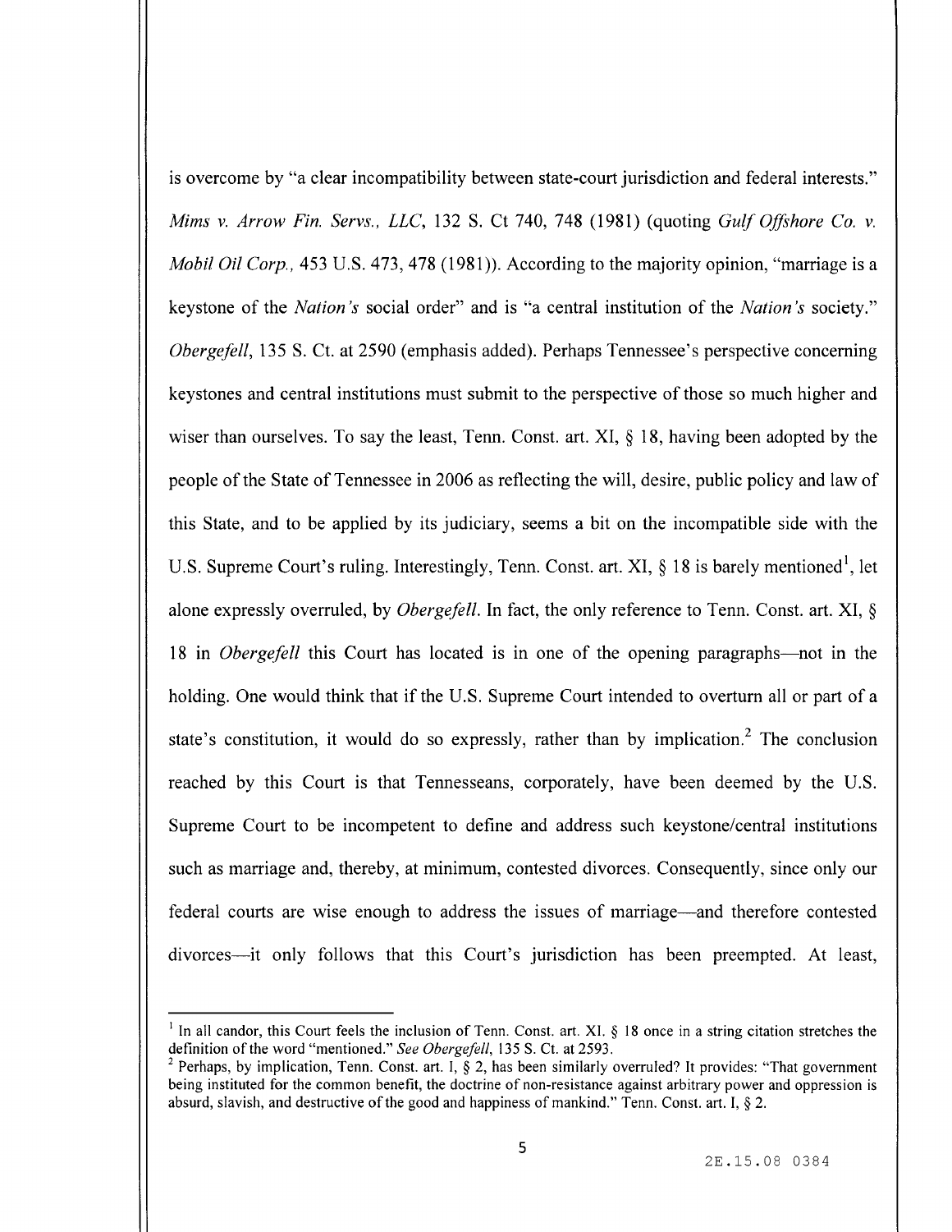is overcome by "a clear incompatibility between state-court jurisdiction and federal interests." *Mims v. Arrow Fin. Servs., LLC*, 132 S. Ct 740, 748 (1981) (quoting *Gulf Offshore Co. v. Mobil Oil Corp.*, 453 U.S. 473, 478 (1981)). According to the majority opinion, "marriage is a keystone of the *Nation's* social order" and is "a central institution of the *Nation's* society." *Obergefell*, 135 S. Ct. at 2590 (emphasis added). Perhaps Tennessee's perspective concerning keystones and central institutions must submit to the perspective of those so much higher and wiser than ourselves. To say the least, Tenn. Const. art. XI, § 18, having been adopted by the people of the State of Tennessee in 2006 as reflecting the will, desire, public policy and law of this State, and to be applied by its judiciary, seems a bit on the incompatible side with the U.S. Supreme Court's ruling. Interestingly, Tenn. Const. art. XI, § 18 is barely mentioned[1], let alone expressly overruled, by *Obergefell*. In fact, the only reference to Tenn. Const. art. XI, § 18 in *Obergefell* this Court has located is in one of the opening paragraphs—not in the holding. One would think that if the U.S. Supreme Court intended to overturn all or part of a state's constitution, it would do so expressly, rather than by implication.[2] The conclusion reached by this Court is that Tennesseans, corporately, have been deemed by the U.S. Supreme Court to be incompetent to define and address such keystone/central institutions such as marriage and, thereby, at minimum, contested divorces. Consequently, since only our federal courts are wise enough to address the issues of marriage—and therefore contested divorces—it only follows that this Court's jurisdiction has been preempted. At least,

---

[1] In all candor, this Court feels the inclusion of Tenn. Const. art. XI, § 18 once in a string citation stretches the definition of the word "mentioned." *See Obergefell*, 135 S. Ct. at 2593.

[2] Perhaps, by implication, Tenn. Const. art. I, § 2, has been similarly overruled? It provides: "That government being instituted for the common benefit, the doctrine of non-resistance against arbitrary power and oppression is absurd, slavish, and destructive of the good and happiness of mankind." Tenn. Const. art. I, § 2.

2E.15.08 0384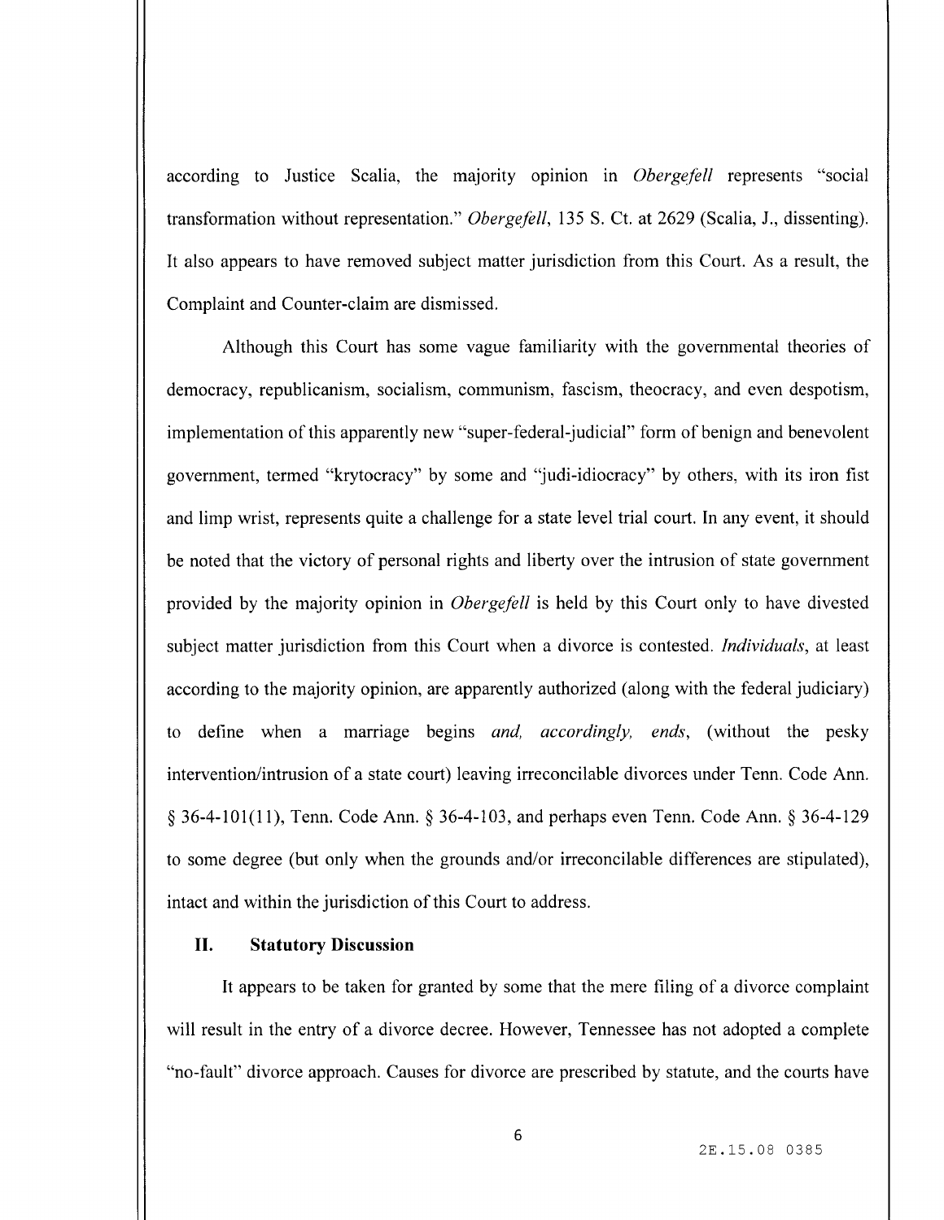according to Justice Scalia, the majority opinion in *Obergefell* represents "social transformation without representation." *Obergefell*, 135 S. Ct. at 2629 (Scalia, J., dissenting). It also appears to have removed subject matter jurisdiction from this Court. As a result, the Complaint and Counter-claim are dismissed.

Although this Court has some vague familiarity with the governmental theories of democracy, republicanism, socialism, communism, fascism, theocracy, and even despotism, implementation of this apparently new "super-federal-judicial" form of benign and benevolent government, termed "krytocracy" by some and "judi-idiocracy" by others, with its iron fist and limp wrist, represents quite a challenge for a state level trial court. In any event, it should be noted that the victory of personal rights and liberty over the intrusion of state government provided by the majority opinion in *Obergefell* is held by this Court only to have divested subject matter jurisdiction from this Court when a divorce is contested. *Individuals*, at least according to the majority opinion, are apparently authorized (along with the federal judiciary) to define when a marriage begins *and, accordingly, ends*, (without the pesky intervention/intrusion of a state court) leaving irreconcilable divorces under Tenn. Code Ann. § 36-4-101(11), Tenn. Code Ann. § 36-4-103, and perhaps even Tenn. Code Ann. § 36-4-129 to some degree (but only when the grounds and/or irreconcilable differences are stipulated), intact and within the jurisdiction of this Court to address.

## II. Statutory Discussion

It appears to be taken for granted by some that the mere filing of a divorce complaint will result in the entry of a divorce decree. However, Tennessee has not adopted a complete "no-fault" divorce approach. Causes for divorce are prescribed by statute, and the courts have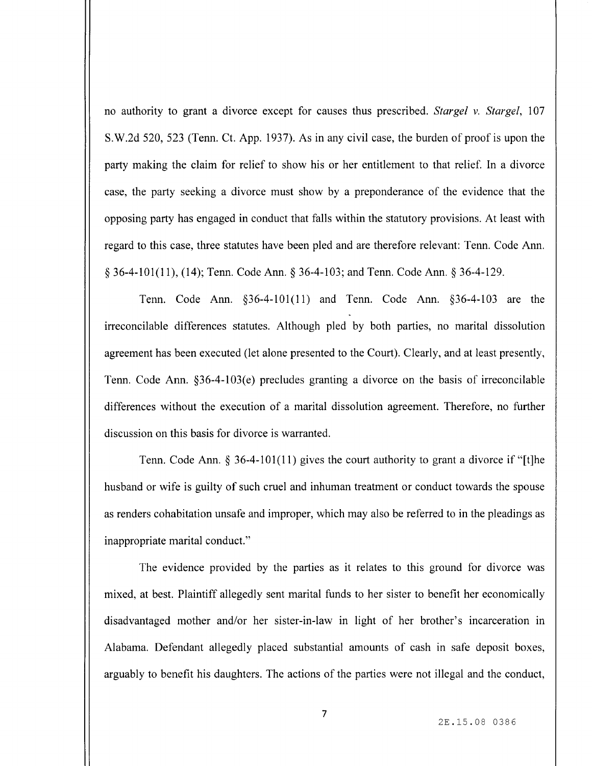no authority to grant a divorce except for causes thus prescribed. *Stargel v. Stargel*, 107 S.W.2d 520, 523 (Tenn. Ct. App. 1937). As in any civil case, the burden of proof is upon the party making the claim for relief to show his or her entitlement to that relief. In a divorce case, the party seeking a divorce must show by a preponderance of the evidence that the opposing party has engaged in conduct that falls within the statutory provisions. At least with regard to this case, three statutes have been pled and are therefore relevant: Tenn. Code Ann. § 36-4-101(11), (14); Tenn. Code Ann. § 36-4-103; and Tenn. Code Ann. § 36-4-129.

Tenn. Code Ann. §36-4-101(11) and Tenn. Code Ann. §36-4-103 are the irreconcilable differences statutes. Although pled by both parties, no marital dissolution agreement has been executed (let alone presented to the Court). Clearly, and at least presently, Tenn. Code Ann. §36-4-103(e) precludes granting a divorce on the basis of irreconcilable differences without the execution of a marital dissolution agreement. Therefore, no further discussion on this basis for divorce is warranted.

Tenn. Code Ann. § 36-4-101(11) gives the court authority to grant a divorce if "[t]he husband or wife is guilty of such cruel and inhuman treatment or conduct towards the spouse as renders cohabitation unsafe and improper, which may also be referred to in the pleadings as inappropriate marital conduct."

The evidence provided by the parties as it relates to this ground for divorce was mixed, at best. Plaintiff allegedly sent marital funds to her sister to benefit her economically disadvantaged mother and/or her sister-in-law in light of her brother's incarceration in Alabama. Defendant allegedly placed substantial amounts of cash in safe deposit boxes, arguably to benefit his daughters. The actions of the parties were not illegal and the conduct,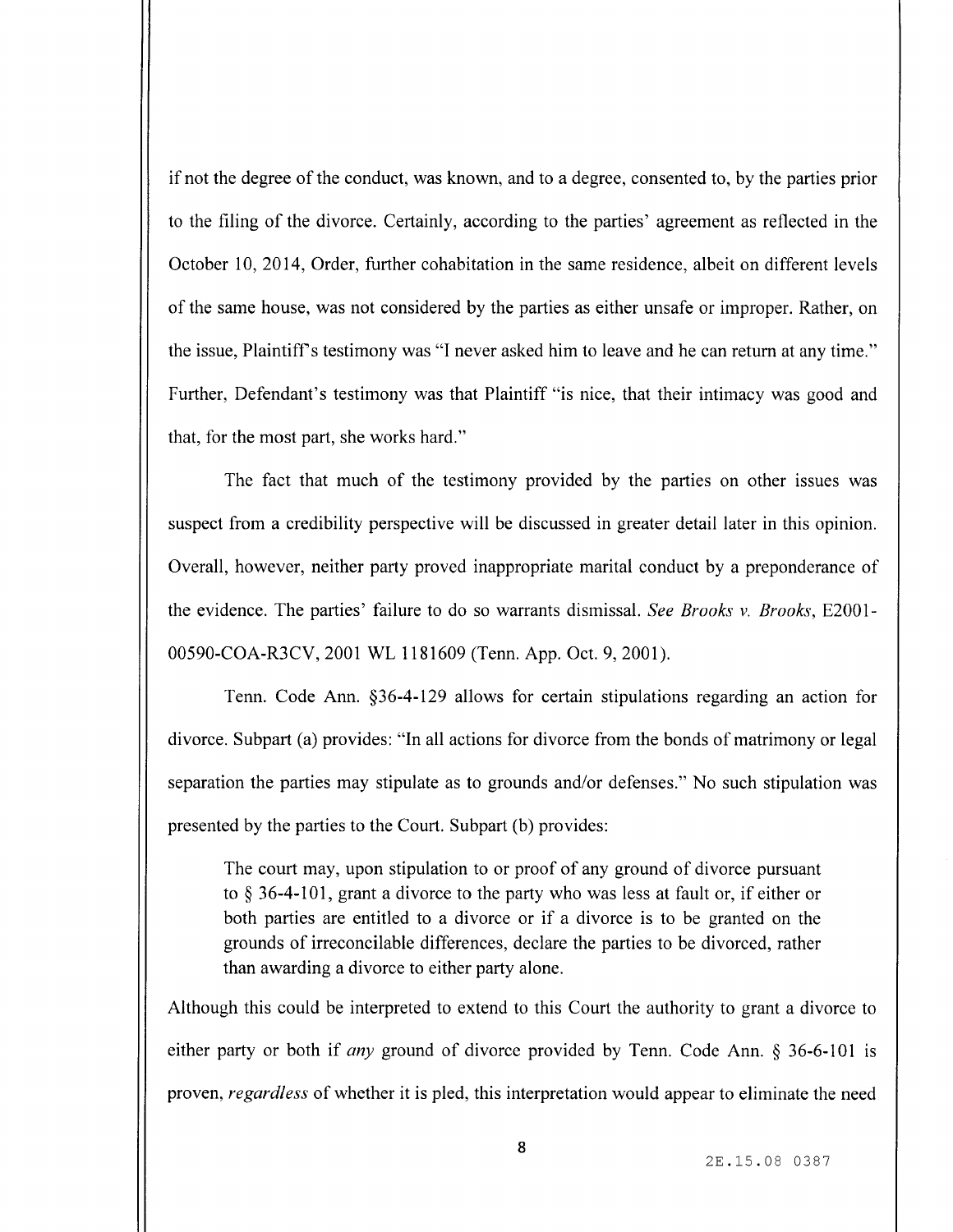if not the degree of the conduct, was known, and to a degree, consented to, by the parties prior to the filing of the divorce. Certainly, according to the parties' agreement as reflected in the October 10, 2014, Order, further cohabitation in the same residence, albeit on different levels of the same house, was not considered by the parties as either unsafe or improper. Rather, on the issue, Plaintiff's testimony was "I never asked him to leave and he can return at any time." Further, Defendant's testimony was that Plaintiff "is nice, that their intimacy was good and that, for the most part, she works hard."

The fact that much of the testimony provided by the parties on other issues was suspect from a credibility perspective will be discussed in greater detail later in this opinion. Overall, however, neither party proved inappropriate marital conduct by a preponderance of the evidence. The parties' failure to do so warrants dismissal. *See Brooks v. Brooks*, E2001-00590-COA-R3CV, 2001 WL 1181609 (Tenn. App. Oct. 9, 2001).

Tenn. Code Ann. §36-4-129 allows for certain stipulations regarding an action for divorce. Subpart (a) provides: "In all actions for divorce from the bonds of matrimony or legal separation the parties may stipulate as to grounds and/or defenses." No such stipulation was presented by the parties to the Court. Subpart (b) provides:

> The court may, upon stipulation to or proof of any ground of divorce pursuant to § 36-4-101, grant a divorce to the party who was less at fault or, if either or both parties are entitled to a divorce or if a divorce is to be granted on the grounds of irreconcilable differences, declare the parties to be divorced, rather than awarding a divorce to either party alone.

Although this could be interpreted to extend to this Court the authority to grant a divorce to either party or both if *any* ground of divorce provided by Tenn. Code Ann. § 36-6-101 is proven, *regardless* of whether it is pled, this interpretation would appear to eliminate the need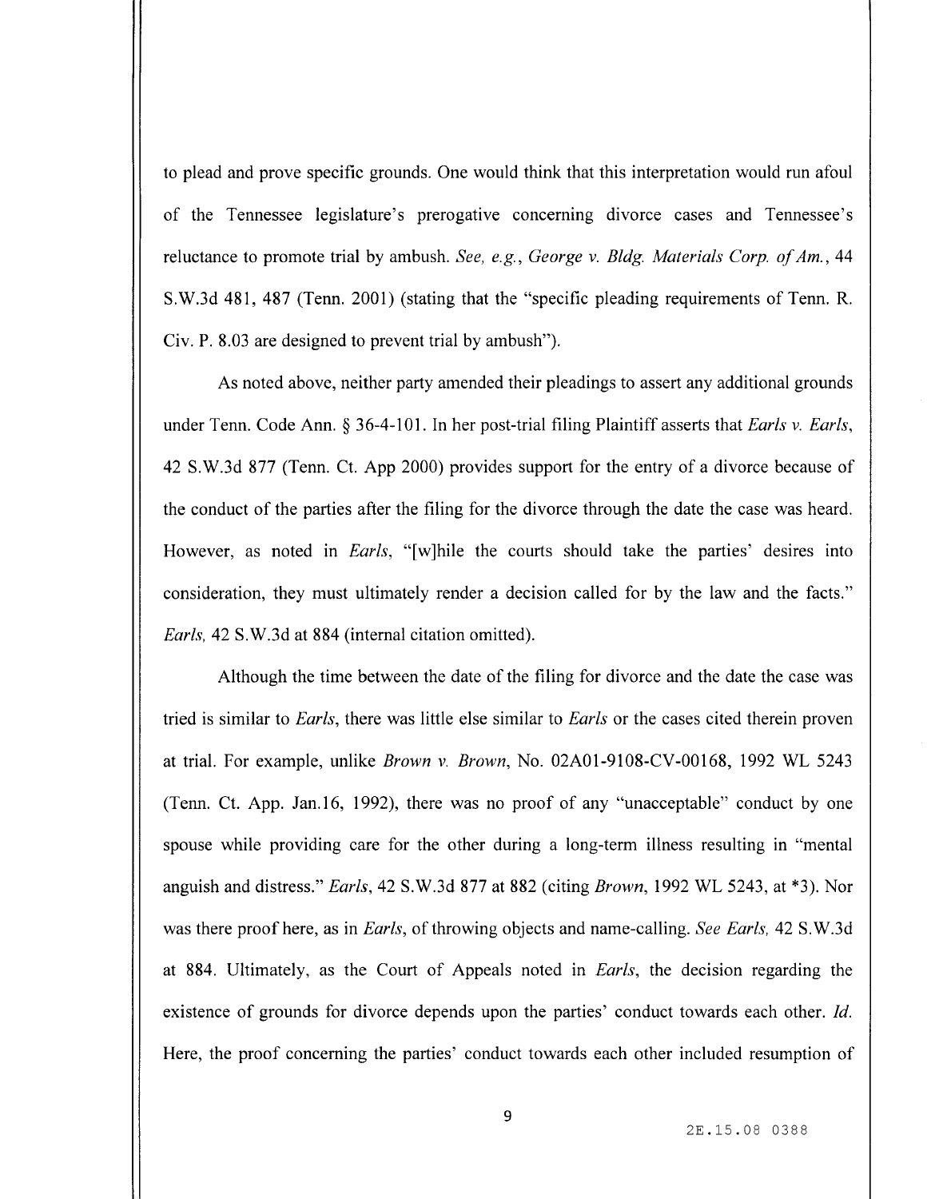to plead and prove specific grounds. One would think that this interpretation would run afoul of the Tennessee legislature's prerogative concerning divorce cases and Tennessee's reluctance to promote trial by ambush. *See, e.g.*, *George v. Bldg. Materials Corp. of Am.*, 44 S.W.3d 481, 487 (Tenn. 2001) (stating that the "specific pleading requirements of Tenn. R. Civ. P. 8.03 are designed to prevent trial by ambush").

As noted above, neither party amended their pleadings to assert any additional grounds under Tenn. Code Ann. § 36-4-101. In her post-trial filing Plaintiff asserts that *Earls v. Earls*, 42 S.W.3d 877 (Tenn. Ct. App 2000) provides support for the entry of a divorce because of the conduct of the parties after the filing for the divorce through the date the case was heard. However, as noted in *Earls*, "[w]hile the courts should take the parties' desires into consideration, they must ultimately render a decision called for by the law and the facts." *Earls*, 42 S.W.3d at 884 (internal citation omitted).

Although the time between the date of the filing for divorce and the date the case was tried is similar to *Earls*, there was little else similar to *Earls* or the cases cited therein proven at trial. For example, unlike *Brown v. Brown*, No. 02A01-9108-CV-00168, 1992 WL 5243 (Tenn. Ct. App. Jan.16, 1992), there was no proof of any "unacceptable" conduct by one spouse while providing care for the other during a long-term illness resulting in "mental anguish and distress." *Earls*, 42 S.W.3d 877 at 882 (citing *Brown*, 1992 WL 5243, at *3). Nor was there proof here, as in *Earls*, of throwing objects and name-calling. *See Earls*, 42 S.W.3d at 884. Ultimately, as the Court of Appeals noted in *Earls*, the decision regarding the existence of grounds for divorce depends upon the parties' conduct towards each other. *Id.* Here, the proof concerning the parties' conduct towards each other included resumption of

2E.15.08 0388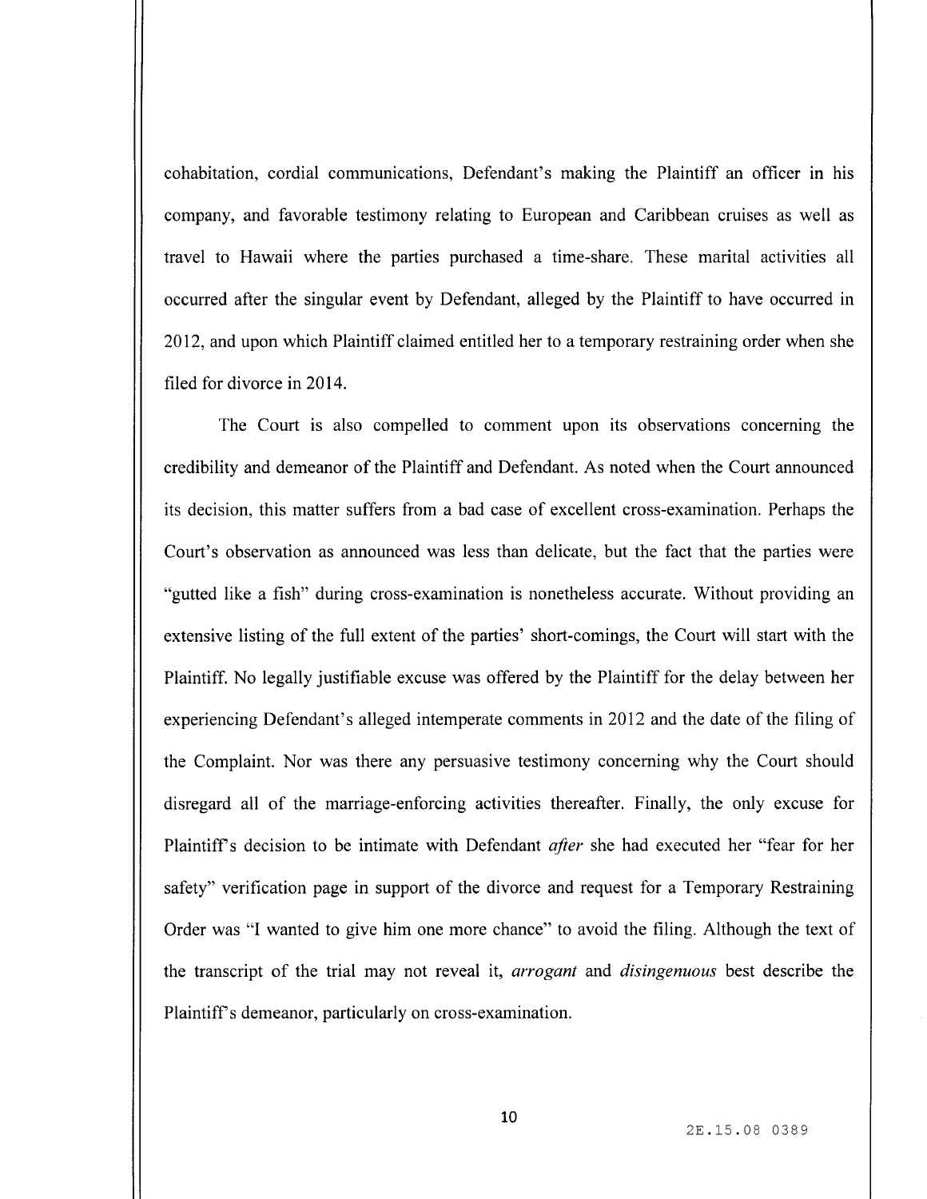cohabitation, cordial communications, Defendant's making the Plaintiff an officer in his company, and favorable testimony relating to European and Caribbean cruises as well as travel to Hawaii where the parties purchased a time-share. These marital activities all occurred after the singular event by Defendant, alleged by the Plaintiff to have occurred in 2012, and upon which Plaintiff claimed entitled her to a temporary restraining order when she filed for divorce in 2014.

The Court is also compelled to comment upon its observations concerning the credibility and demeanor of the Plaintiff and Defendant. As noted when the Court announced its decision, this matter suffers from a bad case of excellent cross-examination. Perhaps the Court's observation as announced was less than delicate, but the fact that the parties were "gutted like a fish" during cross-examination is nonetheless accurate. Without providing an extensive listing of the full extent of the parties' short-comings, the Court will start with the Plaintiff. No legally justifiable excuse was offered by the Plaintiff for the delay between her experiencing Defendant's alleged intemperate comments in 2012 and the date of the filing of the Complaint. Nor was there any persuasive testimony concerning why the Court should disregard all of the marriage-enforcing activities thereafter. Finally, the only excuse for Plaintiff's decision to be intimate with Defendant *after* she had executed her "fear for her safety" verification page in support of the divorce and request for a Temporary Restraining Order was "I wanted to give him one more chance" to avoid the filing. Although the text of the transcript of the trial may not reveal it, *arrogant* and *disingenuous* best describe the Plaintiff's demeanor, particularly on cross-examination.

2E.15.08 0389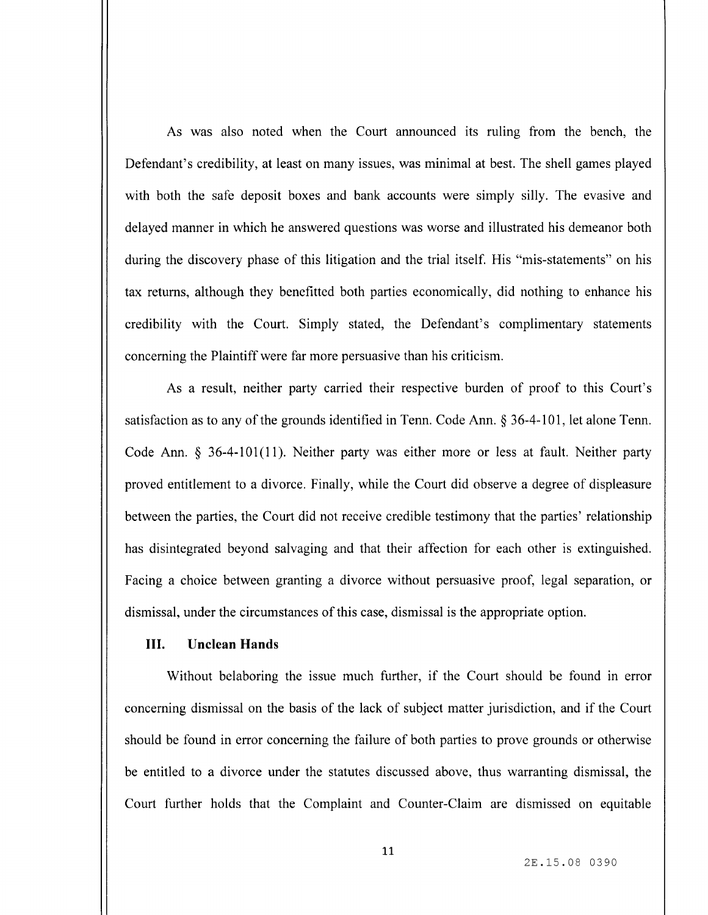As was also noted when the Court announced its ruling from the bench, the Defendant's credibility, at least on many issues, was minimal at best. The shell games played with both the safe deposit boxes and bank accounts were simply silly. The evasive and delayed manner in which he answered questions was worse and illustrated his demeanor both during the discovery phase of this litigation and the trial itself. His "mis-statements" on his tax returns, although they benefitted both parties economically, did nothing to enhance his credibility with the Court. Simply stated, the Defendant's complimentary statements concerning the Plaintiff were far more persuasive than his criticism.

As a result, neither party carried their respective burden of proof to this Court's satisfaction as to any of the grounds identified in Tenn. Code Ann. § 36-4-101, let alone Tenn. Code Ann. § 36-4-101(11). Neither party was either more or less at fault. Neither party proved entitlement to a divorce. Finally, while the Court did observe a degree of displeasure between the parties, the Court did not receive credible testimony that the parties' relationship has disintegrated beyond salvaging and that their affection for each other is extinguished. Facing a choice between granting a divorce without persuasive proof, legal separation, or dismissal, under the circumstances of this case, dismissal is the appropriate option.

## III. Unclean Hands

Without belaboring the issue much further, if the Court should be found in error concerning dismissal on the basis of the lack of subject matter jurisdiction, and if the Court should be found in error concerning the failure of both parties to prove grounds or otherwise be entitled to a divorce under the statutes discussed above, thus warranting dismissal, the Court further holds that the Complaint and Counter-Claim are dismissed on equitable

2E.15.08 0390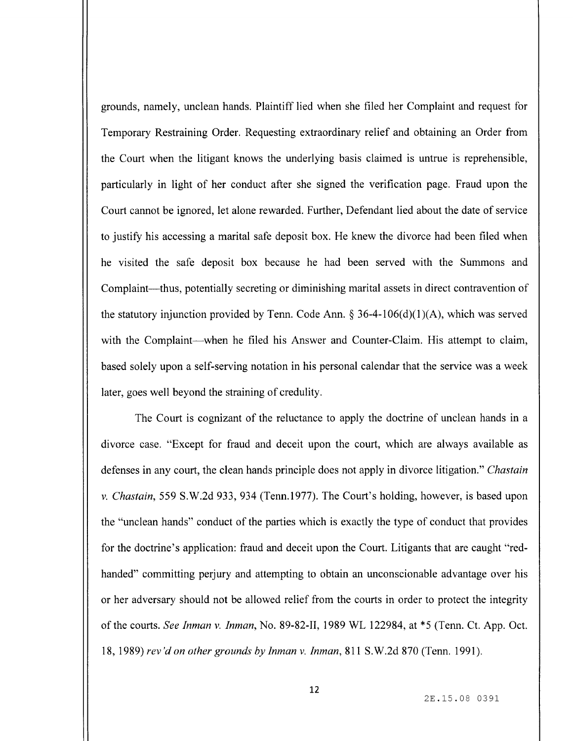grounds, namely, unclean hands. Plaintiff lied when she filed her Complaint and request for Temporary Restraining Order. Requesting extraordinary relief and obtaining an Order from the Court when the litigant knows the underlying basis claimed is untrue is reprehensible, particularly in light of her conduct after she signed the verification page. Fraud upon the Court cannot be ignored, let alone rewarded. Further, Defendant lied about the date of service to justify his accessing a marital safe deposit box. He knew the divorce had been filed when he visited the safe deposit box because he had been served with the Summons and Complaint—thus, potentially secreting or diminishing marital assets in direct contravention of the statutory injunction provided by Tenn. Code Ann. § 36-4-106(d)(1)(A), which was served with the Complaint—when he filed his Answer and Counter-Claim. His attempt to claim, based solely upon a self-serving notation in his personal calendar that the service was a week later, goes well beyond the straining of credulity.

The Court is cognizant of the reluctance to apply the doctrine of unclean hands in a divorce case. "Except for fraud and deceit upon the court, which are always available as defenses in any court, the clean hands principle does not apply in divorce litigation." *Chastain v. Chastain*, 559 S.W.2d 933, 934 (Tenn.1977). The Court's holding, however, is based upon the "unclean hands" conduct of the parties which is exactly the type of conduct that provides for the doctrine's application: fraud and deceit upon the Court. Litigants that are caught "red-handed" committing perjury and attempting to obtain an unconscionable advantage over his or her adversary should not be allowed relief from the courts in order to protect the integrity of the courts. *See Inman v. Inman*, No. 89-82-II, 1989 WL 122984, at *5 (Tenn. Ct. App. Oct. 18, 1989) *rev'd on other grounds by Inman v. Inman*, 811 S.W.2d 870 (Tenn. 1991).

2E.15.08 0391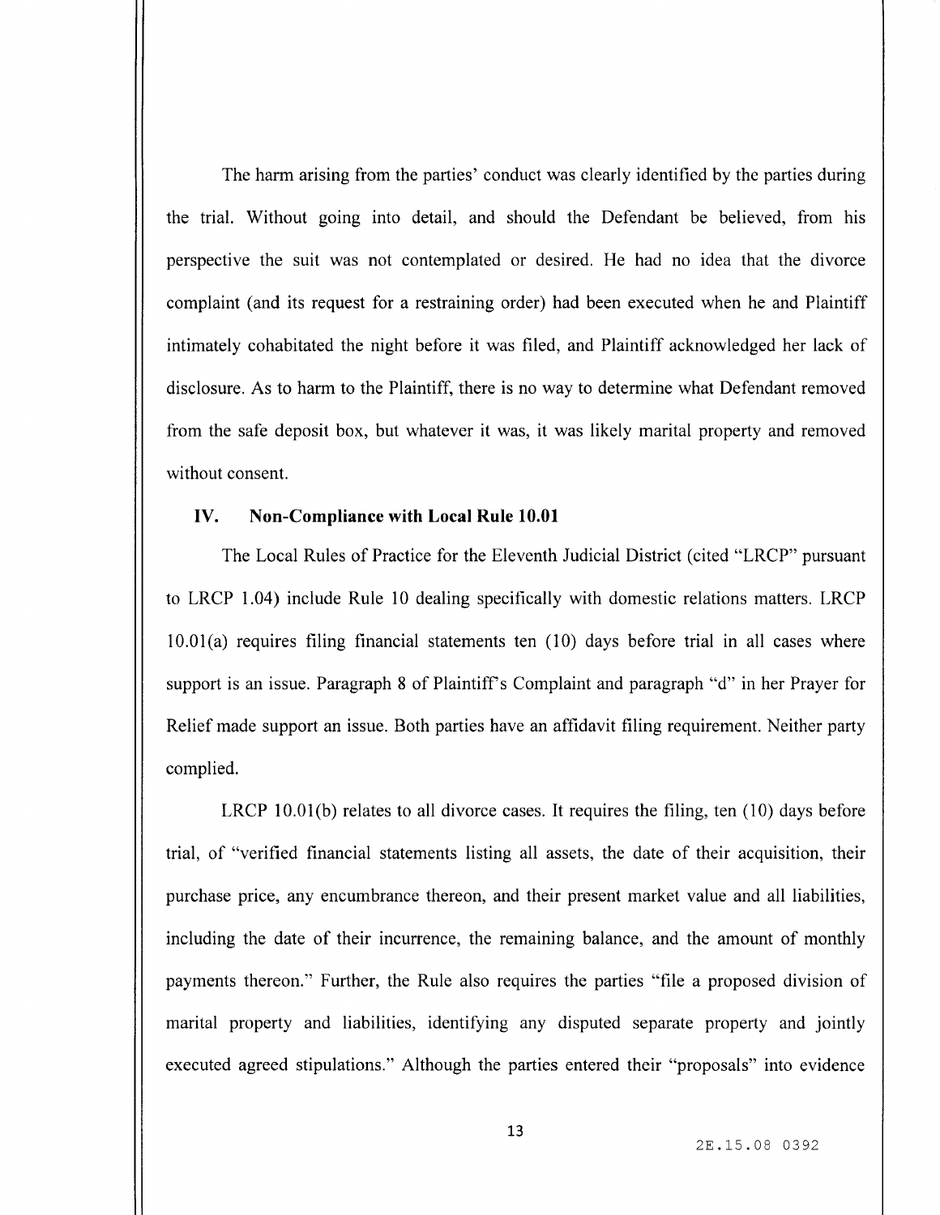The harm arising from the parties' conduct was clearly identified by the parties during the trial. Without going into detail, and should the Defendant be believed, from his perspective the suit was not contemplated or desired. He had no idea that the divorce complaint (and its request for a restraining order) had been executed when he and Plaintiff intimately cohabitated the night before it was filed, and Plaintiff acknowledged her lack of disclosure. As to harm to the Plaintiff, there is no way to determine what Defendant removed from the safe deposit box, but whatever it was, it was likely marital property and removed without consent.

## IV. Non-Compliance with Local Rule 10.01

The Local Rules of Practice for the Eleventh Judicial District (cited "LRCP" pursuant to LRCP 1.04) include Rule 10 dealing specifically with domestic relations matters. LRCP 10.01(a) requires filing financial statements ten (10) days before trial in all cases where support is an issue. Paragraph 8 of Plaintiff's Complaint and paragraph "d" in her Prayer for Relief made support an issue. Both parties have an affidavit filing requirement. Neither party complied.

LRCP 10.01(b) relates to all divorce cases. It requires the filing, ten (10) days before trial, of "verified financial statements listing all assets, the date of their acquisition, their purchase price, any encumbrance thereon, and their present market value and all liabilities, including the date of their incurrence, the remaining balance, and the amount of monthly payments thereon." Further, the Rule also requires the parties "file a proposed division of marital property and liabilities, identifying any disputed separate property and jointly executed agreed stipulations." Although the parties entered their "proposals" into evidence

2E.15.08 0392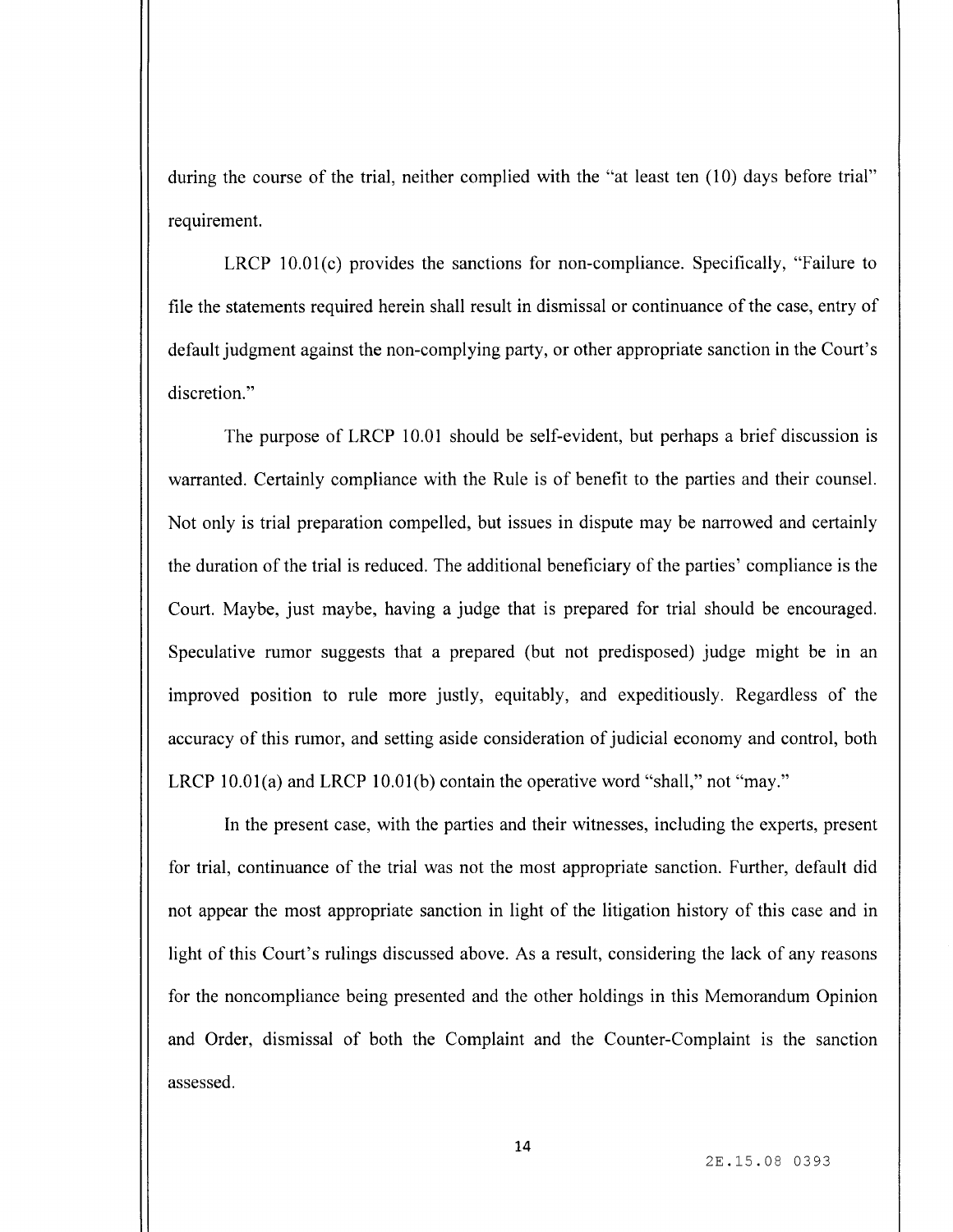during the course of the trial, neither complied with the "at least ten (10) days before trial" requirement.

LRCP 10.01(c) provides the sanctions for non-compliance. Specifically, "Failure to file the statements required herein shall result in dismissal or continuance of the case, entry of default judgment against the non-complying party, or other appropriate sanction in the Court's discretion."

The purpose of LRCP 10.01 should be self-evident, but perhaps a brief discussion is warranted. Certainly compliance with the Rule is of benefit to the parties and their counsel. Not only is trial preparation compelled, but issues in dispute may be narrowed and certainly the duration of the trial is reduced. The additional beneficiary of the parties' compliance is the Court. Maybe, just maybe, having a judge that is prepared for trial should be encouraged. Speculative rumor suggests that a prepared (but not predisposed) judge might be in an improved position to rule more justly, equitably, and expeditiously. Regardless of the accuracy of this rumor, and setting aside consideration of judicial economy and control, both LRCP 10.01(a) and LRCP 10.01(b) contain the operative word "shall," not "may."

In the present case, with the parties and their witnesses, including the experts, present for trial, continuance of the trial was not the most appropriate sanction. Further, default did not appear the most appropriate sanction in light of the litigation history of this case and in light of this Court's rulings discussed above. As a result, considering the lack of any reasons for the noncompliance being presented and the other holdings in this Memorandum Opinion and Order, dismissal of both the Complaint and the Counter-Complaint is the sanction assessed.

2E.15.08 0393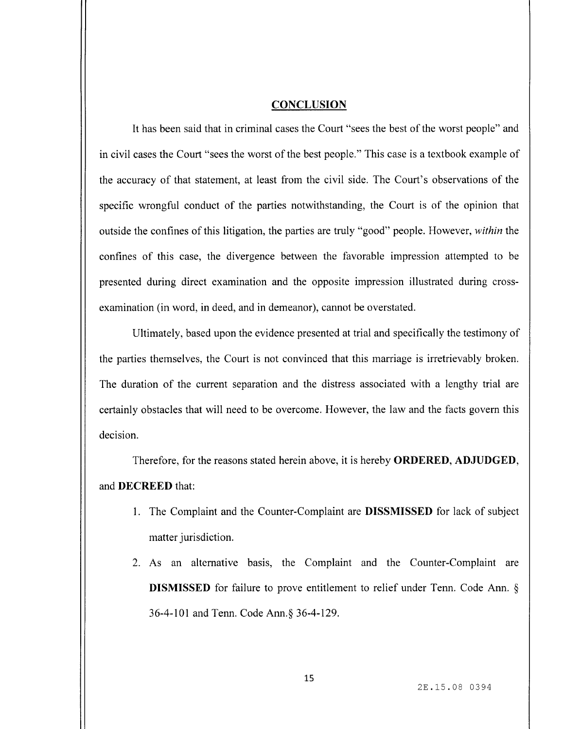## CONCLUSION

It has been said that in criminal cases the Court "sees the best of the worst people" and in civil cases the Court "sees the worst of the best people." This case is a textbook example of the accuracy of that statement, at least from the civil side. The Court's observations of the specific wrongful conduct of the parties notwithstanding, the Court is of the opinion that outside the confines of this litigation, the parties are truly "good" people. However, *within* the confines of this case, the divergence between the favorable impression attempted to be presented during direct examination and the opposite impression illustrated during cross-examination (in word, in deed, and in demeanor), cannot be overstated.

Ultimately, based upon the evidence presented at trial and specifically the testimony of the parties themselves, the Court is not convinced that this marriage is irretrievably broken. The duration of the current separation and the distress associated with a lengthy trial are certainly obstacles that will need to be overcome. However, the law and the facts govern this decision.

Therefore, for the reasons stated herein above, it is hereby **ORDERED, ADJUDGED,** and **DECREED** that:

1. The Complaint and the Counter-Complaint are **DISSMISSED** for lack of subject matter jurisdiction.
2. As an alternative basis, the Complaint and the Counter-Complaint are **DISMISSED** for failure to prove entitlement to relief under Tenn. Code Ann. § 36-4-101 and Tenn. Code Ann.§ 36-4-129.

2E.15.08 0394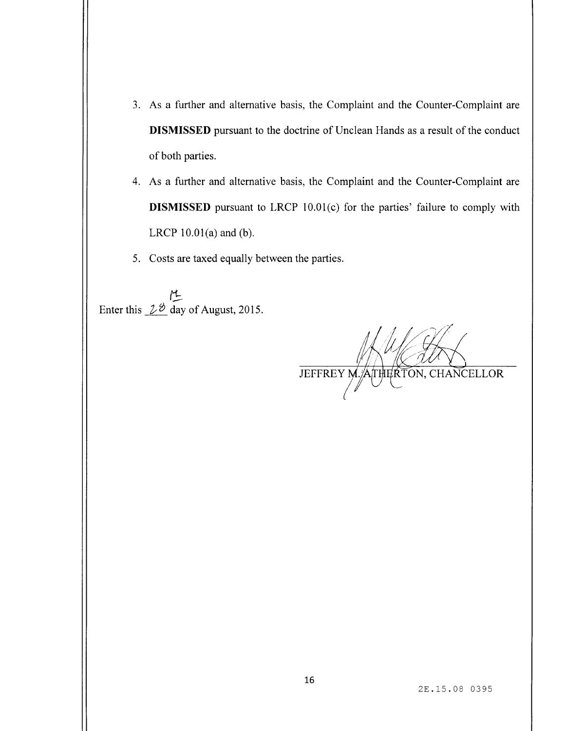3. As a further and alternative basis, the Complaint and the Counter-Complaint are **DISMISSED** pursuant to the doctrine of Unclean Hands as a result of the conduct of both parties.
4. As a further and alternative basis, the Complaint and the Counter-Complaint are **DISMISSED** pursuant to LRCP 10.01(c) for the parties' failure to comply with LRCP 10.01(a) and (b).
5. Costs are taxed equally between the parties.

Enter this 28th day of August, 2015.

JEFFREY M. ATHERTON, CHANCELLOR

2E.15.08 0395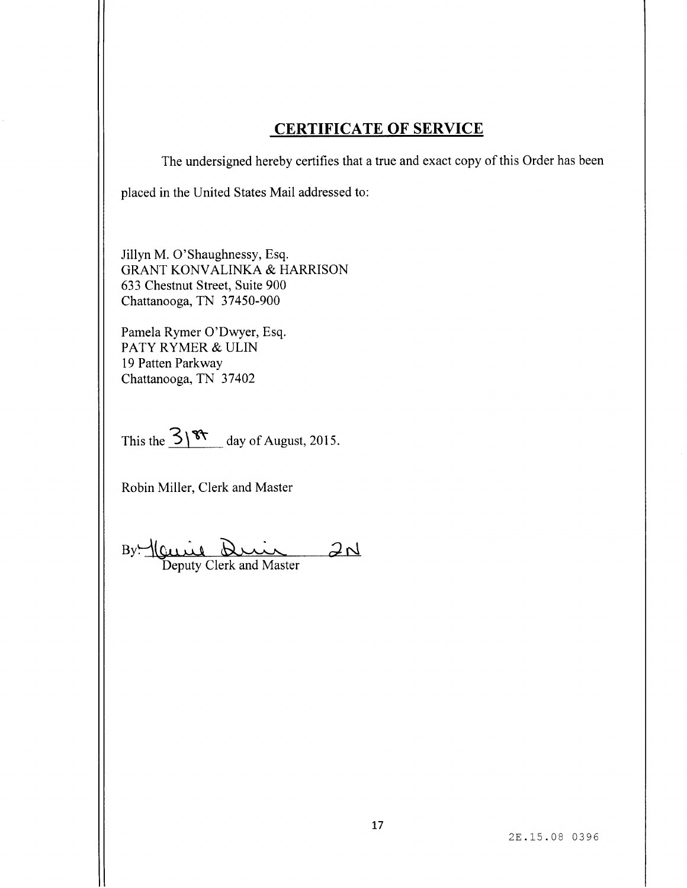## CERTIFICATE OF SERVICE

The undersigned hereby certifies that a true and exact copy of this Order has been placed in the United States Mail addressed to:

Jillyn M. O'Shaughnessy, Esq.
GRANT KONVALINKA & HARRISON
633 Chestnut Street, Suite 900
Chattanooga, TN 37450-900

Pamela Rymer O'Dwyer, Esq.
PATY RYMER & ULIN
19 Patten Parkway
Chattanooga, TN 37402

This the 31st day of August, 2015.

Robin Miller, Clerk and Master

By: _______________ 2N
Deputy Clerk and Master

2E.15.08 0396